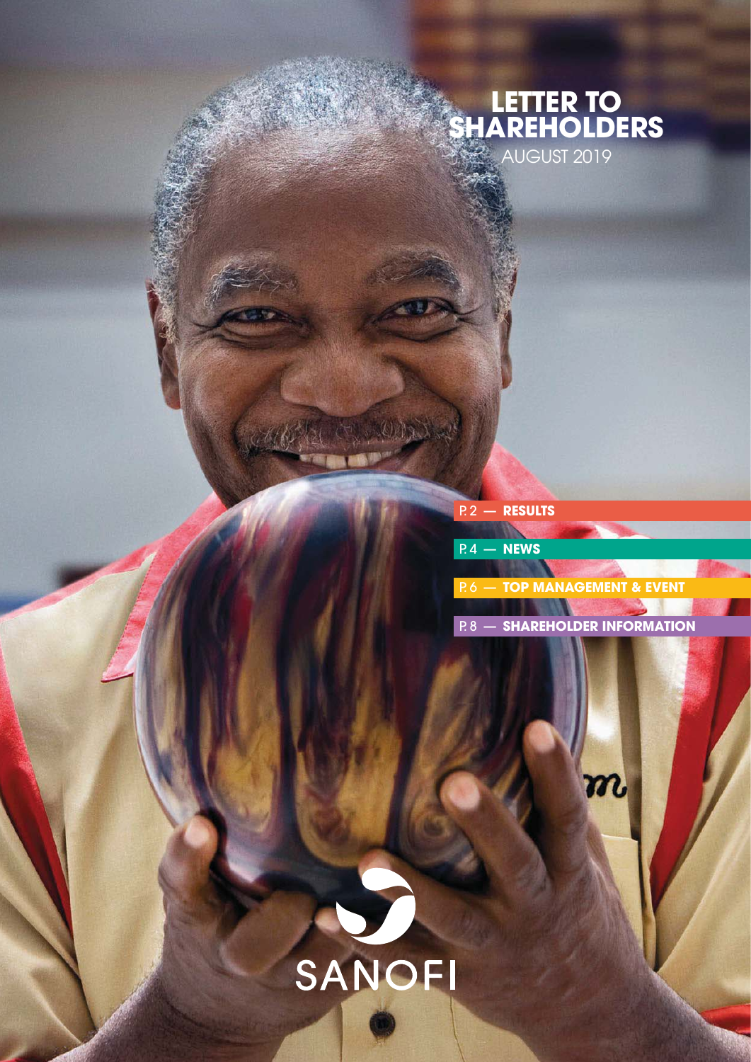# LETTER TO SHAREHOLDERS

AUGUST 2019

P. 2 — **RESULTS**

P. 4 — **NEWS**

P. 6 — **TOP MANAGEMENT & EVENT**

P. 8 — **SHAREHOLDER INFORMATION**

SANOFI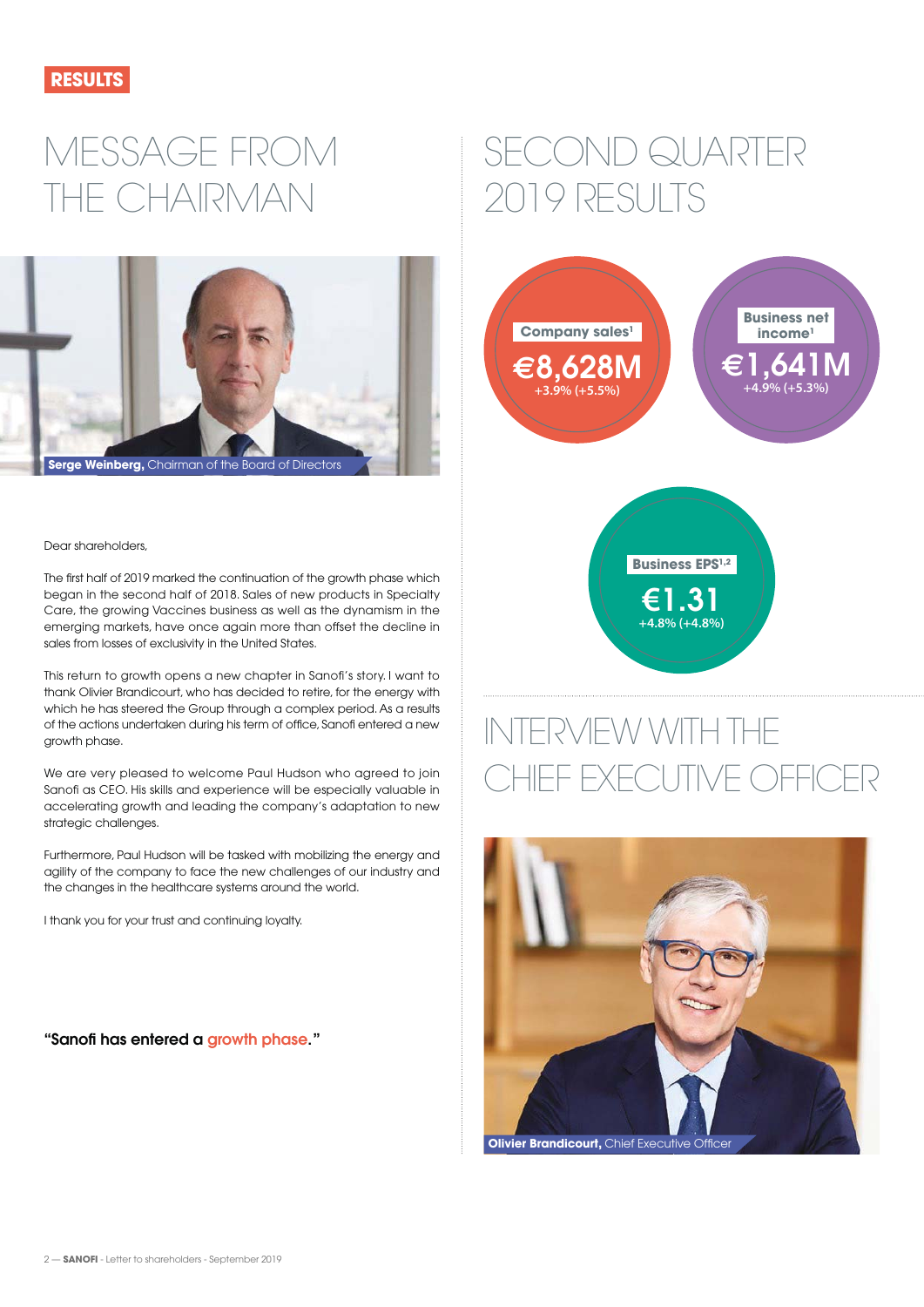RESULTS

# MESSAGE FROM THE CHAIRMAN

**Serge Weinberg,** Chairman of the Board of Directors

Dear shareholders,

The first half of 2019 marked the continuation of the growth phase which began in the second half of 2018. Sales of new products in Specialty Care, the growing Vaccines business as well as the dynamism in the emerging markets, have once again more than offset the decline in sales from losses of exclusivity in the United States.

This return to growth opens a new chapter in Sanofi's story. I want to thank Olivier Brandicourt, who has decided to retire, for the energy with which he has steered the Group through a complex period. As a results of the actions undertaken during his term of office, Sanofi entered a new growth phase.

We are very pleased to welcome Paul Hudson who agreed to join Sanofi as CEO. His skills and experience will be especially valuable in accelerating growth and leading the company's adaptation to new strategic challenges.

Furthermore, Paul Hudson will be tasked with mobilizing the energy and agility of the company to face the new challenges of our industry and the changes in the healthcare systems around the world.

I thank you for your trust and continuing loyalty.

**"Sanofi has entered a growth phase."**

# SECOND QUARTER 2019 RESULTS

**Company sales[1]**
**€8,628M**
+3.9% (+5.5%)

**Business net income[1]**
**€1,641M**
+4.9% (+5.3%)

**Business EPS[1,2]**
**€1.31**
+4.8% (+4.8%)

# INTERVIEW WITH THE CHIEF EXECUTIVE OFFICER

**Olivier Brandicourt,** Chief Executive Officer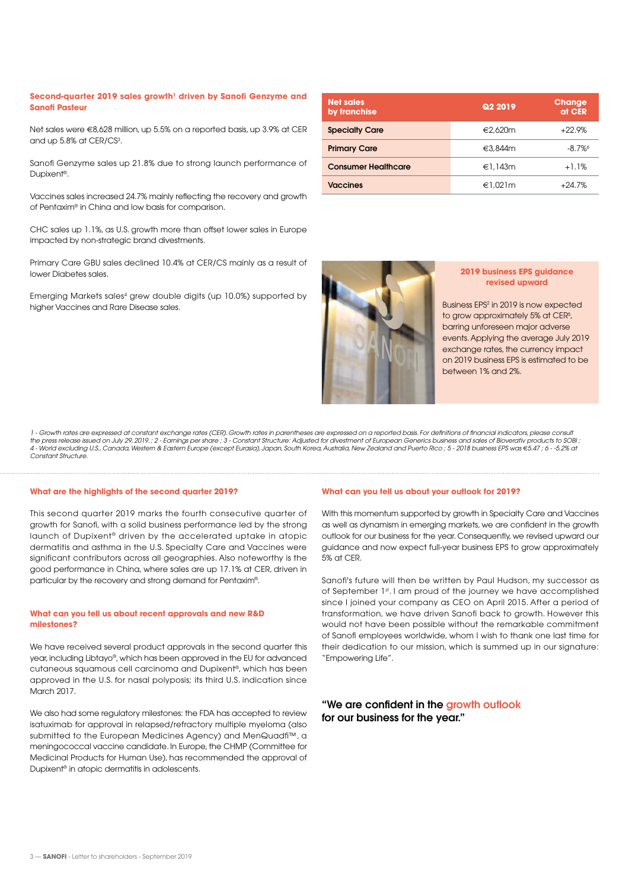### Second-quarter 2019 sales growth[1] driven by Sanofi Genzyme and Sanofi Pasteur

Net sales were €8,628 million, up 5.5% on a reported basis, up 3.9% at CER and up 5.8% at CER/CS[3].

Sanofi Genzyme sales up 21.8% due to strong launch performance of Dupixent®.

Vaccines sales increased 24.7% mainly reflecting the recovery and growth of Pentaxim® in China and low basis for comparison.

CHC sales up 1.1%, as U.S. growth more than offset lower sales in Europe impacted by non-strategic brand divestments.

Primary Care GBU sales declined 10.4% at CER/CS mainly as a result of lower Diabetes sales.

Emerging Markets sales[4] grew double digits (up 10.0%) supported by higher Vaccines and Rare Disease sales.

| Net sales by franchise | Q2 2019 | Change at CER |
|---|---|---|
| Specialty Care | €2,620m | +22.9% |
| Primary Care | €3,844m | -8.7%[6] |
| Consumer Healthcare | €1,143m | +1.1% |
| Vaccines | €1,021m | +24.7% |

### 2019 business EPS guidance revised upward

Business EPS[2] in 2019 is now expected to grow approximately 5% at CER[5], barring unforeseen major adverse events. Applying the average July 2019 exchange rates, the currency impact on 2019 business EPS is estimated to be between 1% and 2%.

*1 - Growth rates are expressed at constant exchange rates (CER). Growth rates in parentheses are expressed on a reported basis. For definitions of financial indicators, please consult the press release issued on July 29, 2019. ; 2 - Earnings per share ; 3 - Constant Structure: Adjusted for divestment of European Generics business and sales of Bioverativ products to SOBI ; 4 - World excluding U.S., Canada, Western & Eastern Europe (except Eurasia), Japan, South Korea, Australia, New Zealand and Puerto Rico ; 5 - 2018 business EPS was €5.47 ; 6 - -5.2% at Constant Structure.*

---

### What are the highlights of the second quarter 2019?

This second quarter 2019 marks the fourth consecutive quarter of growth for Sanofi, with a solid business performance led by the strong launch of Dupixent® driven by the accelerated uptake in atopic dermatitis and asthma in the U.S. Specialty Care and Vaccines were significant contributors across all geographies. Also noteworthy is the good performance in China, where sales are up 17.1% at CER, driven in particular by the recovery and strong demand for Pentaxim®.

### What can you tell us about recent approvals and new R&D milestones?

We have received several product approvals in the second quarter this year, including Libtayo®, which has been approved in the EU for advanced cutaneous squamous cell carcinoma and Dupixent®, which has been approved in the U.S. for nasal polyposis; its third U.S. indication since March 2017.

We also had some regulatory milestones: the FDA has accepted to review isatuximab for approval in relapsed/refractory multiple myeloma (also submitted to the European Medicines Agency) and MenQuadfi™, a meningococcal vaccine candidate. In Europe, the CHMP (Committee for Medicinal Products for Human Use), has recommended the approval of Dupixent® in atopic dermatitis in adolescents.

### What can you tell us about your outlook for 2019?

With this momentum supported by growth in Specialty Care and Vaccines as well as dynamism in emerging markets, we are confident in the growth outlook for our business for the year. Consequently, we revised upward our guidance and now expect full-year business EPS to grow approximately 5% at CER.

Sanofi's future will then be written by Paul Hudson, my successor as of September 1st. I am proud of the journey we have accomplished since I joined your company as CEO on April 2015. After a period of transformation, we have driven Sanofi back to growth. However this would not have been possible without the remarkable commitment of Sanofi employees worldwide, whom I wish to thank one last time for their dedication to our mission, which is summed up in our signature: "Empowering Life".

**"We are confident in the growth outlook for our business for the year."**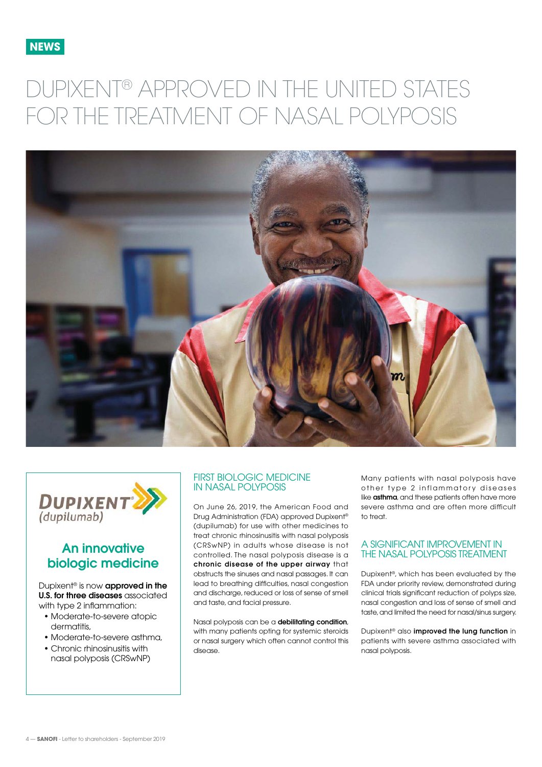NEWS

# DUPIXENT® APPROVED IN THE UNITED STATES FOR THE TREATMENT OF NASAL POLYPOSIS

**DUPIXENT®**
*(dupilumab)*

## An innovative biologic medicine

Dupixent® is now **approved in the U.S. for three diseases** associated with type 2 inflammation:

- Moderate-to-severe atopic dermatitis,
- Moderate-to-severe asthma,
- Chronic rhinosinusitis with nasal polyposis (CRSwNP)

## FIRST BIOLOGIC MEDICINE IN NASAL POLYPOSIS

On June 26, 2019, the American Food and Drug Administration (FDA) approved Dupixent® (dupilumab) for use with other medicines to treat chronic rhinosinusitis with nasal polyposis (CRSwNP) in adults whose disease is not controlled. The nasal polyposis disease is a **chronic disease of the upper airway** that obstructs the sinuses and nasal passages. It can lead to breathing difficulties, nasal congestion and discharge, reduced or loss of sense of smell and taste, and facial pressure.

Nasal polyposis can be a **debilitating condition**, with many patients opting for systemic steroids or nasal surgery which often cannot control this disease.

Many patients with nasal polyposis have other type 2 inflammatory diseases like **asthma**, and these patients often have more severe asthma and are often more difficult to treat.

## A SIGNIFICANT IMPROVEMENT IN THE NASAL POLYPOSIS TREATMENT

Dupixent®, which has been evaluated by the FDA under priority review, demonstrated during clinical trials significant reduction of polyps size, nasal congestion and loss of sense of smell and taste, and limited the need for nasal/sinus surgery.

Dupixent® also **improved the lung function** in patients with severe asthma associated with nasal polyposis.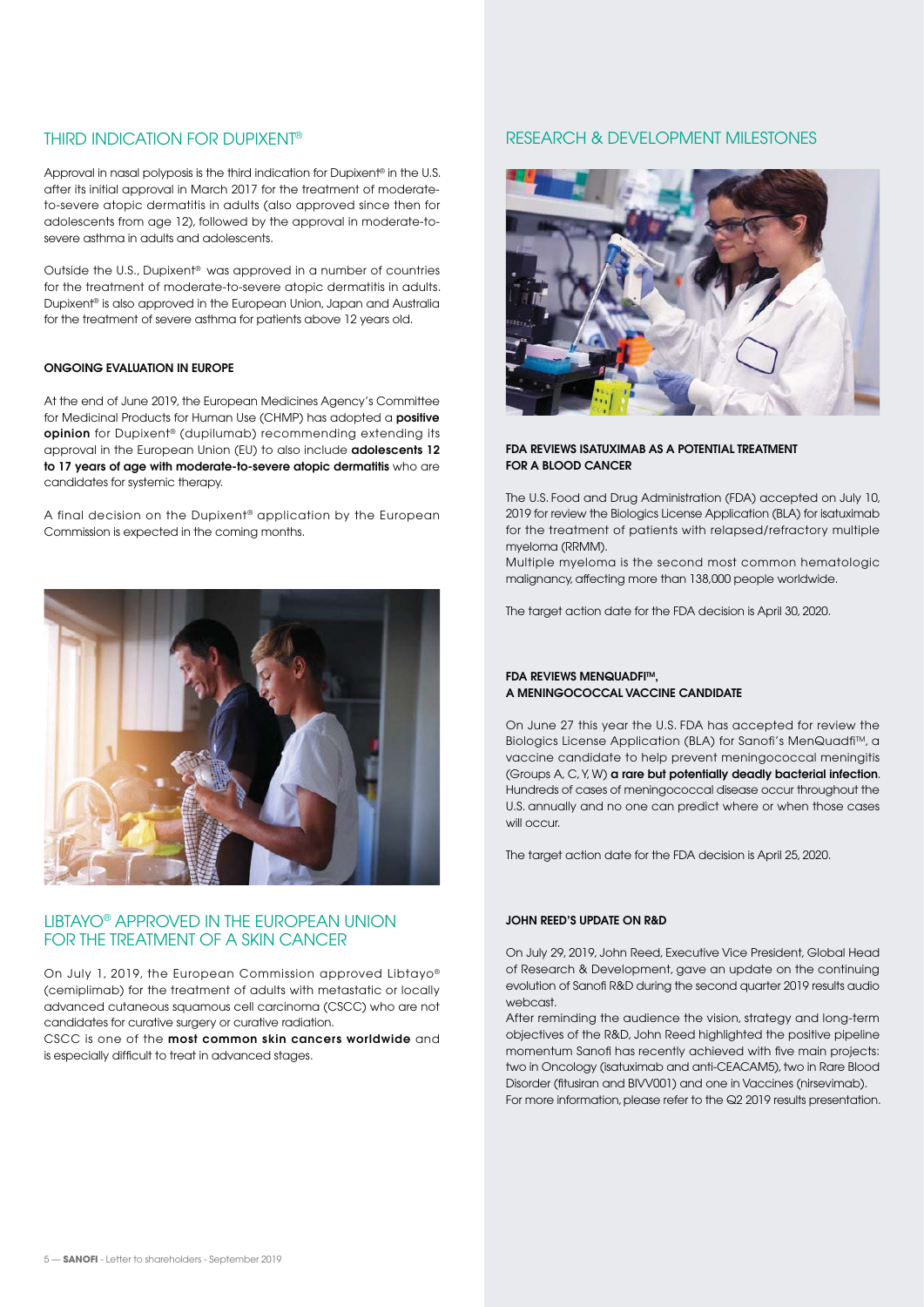## THIRD INDICATION FOR DUPIXENT®

Approval in nasal polyposis is the third indication for Dupixent® in the U.S. after its initial approval in March 2017 for the treatment of moderate-to-severe atopic dermatitis in adults (also approved since then for adolescents from age 12), followed by the approval in moderate-to-severe asthma in adults and adolescents.

Outside the U.S., Dupixent® was approved in a number of countries for the treatment of moderate-to-severe atopic dermatitis in adults. Dupixent® is also approved in the European Union, Japan and Australia for the treatment of severe asthma for patients above 12 years old.

### ONGOING EVALUATION IN EUROPE

At the end of June 2019, the European Medicines Agency's Committee for Medicinal Products for Human Use (CHMP) has adopted a **positive opinion** for Dupixent® (dupilumab) recommending extending its approval in the European Union (EU) to also include **adolescents 12 to 17 years of age with moderate-to-severe atopic dermatitis** who are candidates for systemic therapy.

A final decision on the Dupixent® application by the European Commission is expected in the coming months.

## LIBTAYO® APPROVED IN THE EUROPEAN UNION FOR THE TREATMENT OF A SKIN CANCER

On July 1, 2019, the European Commission approved Libtayo® (cemiplimab) for the treatment of adults with metastatic or locally advanced cutaneous squamous cell carcinoma (CSCC) who are not candidates for curative surgery or curative radiation.
CSCC is one of the **most common skin cancers worldwide** and is especially difficult to treat in advanced stages.

## RESEARCH & DEVELOPMENT MILESTONES

### FDA REVIEWS ISATUXIMAB AS A POTENTIAL TREATMENT FOR A BLOOD CANCER

The U.S. Food and Drug Administration (FDA) accepted on July 10, 2019 for review the Biologics License Application (BLA) for isatuximab for the treatment of patients with relapsed/refractory multiple myeloma (RRMM).
Multiple myeloma is the second most common hematologic malignancy, affecting more than 138,000 people worldwide.

The target action date for the FDA decision is April 30, 2020.

### FDA REVIEWS MENQUADFI™, A MENINGOCOCCAL VACCINE CANDIDATE

On June 27 this year the U.S. FDA has accepted for review the Biologics License Application (BLA) for Sanofi's MenQuadfi™, a vaccine candidate to help prevent meningococcal meningitis (Groups A, C, Y, W) **a rare but potentially deadly bacterial infection**. Hundreds of cases of meningococcal disease occur throughout the U.S. annually and no one can predict where or when those cases will occur.

The target action date for the FDA decision is April 25, 2020.

### JOHN REED'S UPDATE ON R&D

On July 29, 2019, John Reed, Executive Vice President, Global Head of Research & Development, gave an update on the continuing evolution of Sanofi R&D during the second quarter 2019 results audio webcast.
After reminding the audience the vision, strategy and long-term objectives of the R&D, John Reed highlighted the positive pipeline momentum Sanofi has recently achieved with five main projects: two in Oncology (isatuximab and anti-CEACAM5), two in Rare Blood Disorder (fitusiran and BIVV001) and one in Vaccines (nirsevimab).
For more information, please refer to the Q2 2019 results presentation.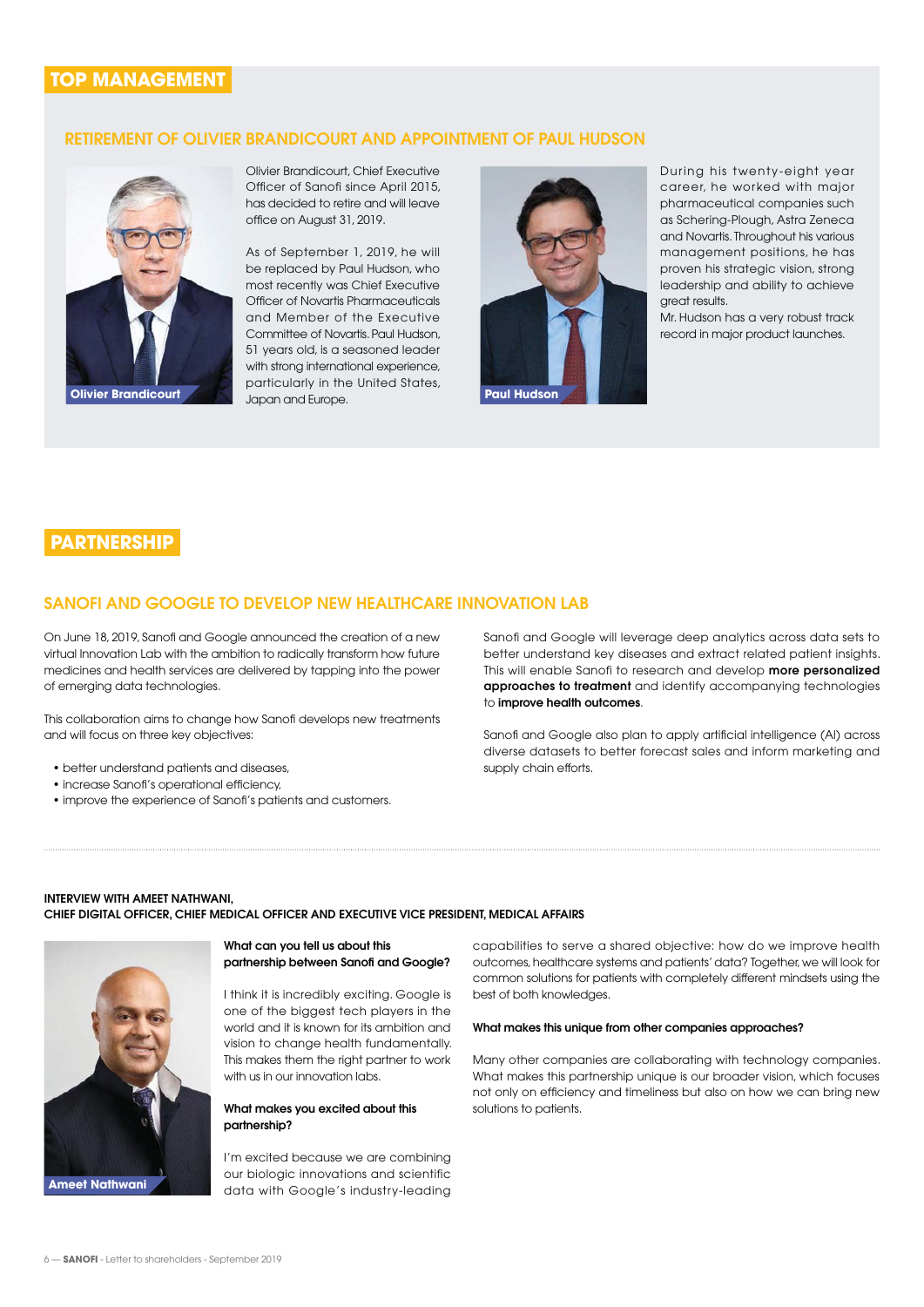# TOP MANAGEMENT

## RETIREMENT OF OLIVIER BRANDICOURT AND APPOINTMENT OF PAUL HUDSON

Olivier Brandicourt

Olivier Brandicourt, Chief Executive Officer of Sanofi since April 2015, has decided to retire and will leave office on August 31, 2019.

As of September 1, 2019, he will be replaced by Paul Hudson, who most recently was Chief Executive Officer of Novartis Pharmaceuticals and Member of the Executive Committee of Novartis. Paul Hudson, 51 years old, is a seasoned leader with strong international experience, particularly in the United States, Japan and Europe.

Paul Hudson

During his twenty-eight year career, he worked with major pharmaceutical companies such as Schering-Plough, Astra Zeneca and Novartis. Throughout his various management positions, he has proven his strategic vision, strong leadership and ability to achieve great results.

Mr. Hudson has a very robust track record in major product launches.

# PARTNERSHIP

## SANOFI AND GOOGLE TO DEVELOP NEW HEALTHCARE INNOVATION LAB

On June 18, 2019, Sanofi and Google announced the creation of a new virtual Innovation Lab with the ambition to radically transform how future medicines and health services are delivered by tapping into the power of emerging data technologies.

This collaboration aims to change how Sanofi develops new treatments and will focus on three key objectives:

- better understand patients and diseases,
- increase Sanofi's operational efficiency,
- improve the experience of Sanofi's patients and customers.

Sanofi and Google will leverage deep analytics across data sets to better understand key diseases and extract related patient insights. This will enable Sanofi to research and develop **more personalized approaches to treatment** and identify accompanying technologies to **improve health outcomes**.

Sanofi and Google also plan to apply artificial intelligence (AI) across diverse datasets to better forecast sales and inform marketing and supply chain efforts.

### INTERVIEW WITH AMEET NATHWANI, CHIEF DIGITAL OFFICER, CHIEF MEDICAL OFFICER AND EXECUTIVE VICE PRESIDENT, MEDICAL AFFAIRS

Ameet Nathwani

**What can you tell us about this partnership between Sanofi and Google?**

I think it is incredibly exciting. Google is one of the biggest tech players in the world and it is known for its ambition and vision to change health fundamentally. This makes them the right partner to work with us in our innovation labs.

**What makes you excited about this partnership?**

I'm excited because we are combining our biologic innovations and scientific data with Google's industry-leading capabilities to serve a shared objective: how do we improve health outcomes, healthcare systems and patients' data? Together, we will look for common solutions for patients with completely different mindsets using the best of both knowledges.

**What makes this unique from other companies approaches?**

Many other companies are collaborating with technology companies. What makes this partnership unique is our broader vision, which focuses not only on efficiency and timeliness but also on how we can bring new solutions to patients.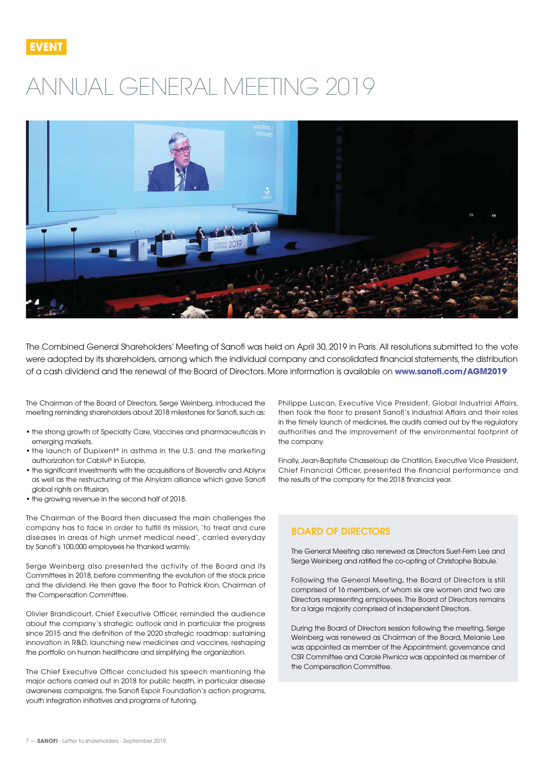EVENT

# ANNUAL GENERAL MEETING 2019

The Combined General Shareholders' Meeting of Sanofi was held on April 30, 2019 in Paris. All resolutions submitted to the vote were adopted by its shareholders, among which the individual company and consolidated financial statements, the distribution of a cash dividend and the renewal of the Board of Directors. More information is available on **www.sanofi.com/AGM2019**

The Chairman of the Board of Directors, Serge Weinberg, introduced the meeting reminding shareholders about 2018 milestones for Sanofi, such as:

- the strong growth of Specialty Care, Vaccines and pharmaceuticals in emerging markets,
- the launch of Dupixent® in asthma in the U.S. and the marketing authorization for Cablivi® in Europe,
- the significant investments with the acquisitions of Bioverativ and Ablynx as well as the restructuring of the Alnylam alliance which gave Sanofi global rights on fitusiran,
- the growing revenue in the second half of 2018.

The Chairman of the Board then discussed the main challenges the company has to face in order to fulfill its mission, 'to treat and cure diseases in areas of high unmet medical need', carried everyday by Sanofi's 100,000 employees he thanked warmly.

Serge Weinberg also presented the activity of the Board and its Committees in 2018, before commenting the evolution of the stock price and the dividend. He then gave the floor to Patrick Kron, Chairman of the Compensation Committee.

Olivier Brandicourt, Chief Executive Officer, reminded the audience about the company's strategic outlook and in particular the progress since 2015 and the definition of the 2020 strategic roadmap: sustaining innovation in R&D, launching new medicines and vaccines, reshaping the portfolio on human healthcare and simplifying the organization.

The Chief Executive Officer concluded his speech mentioning the major actions carried out in 2018 for public health, in particular disease awareness campaigns, the Sanofi Espoir Foundation's action programs, youth integration initiatives and programs of tutoring.

Philippe Luscan, Executive Vice President, Global Industrial Affairs, then took the floor to present Sanofi's Industrial Affairs and their roles in the timely launch of medicines, the audits carried out by the regulatory authorities and the improvement of the environmental footprint of the company.

Finally, Jean-Baptiste Chasseloup de Chatillon, Executive Vice President, Chief Financial Officer, presented the financial performance and the results of the company for the 2018 financial year.

## BOARD OF DIRECTORS

The General Meeting also renewed as Directors Suet-Fern Lee and Serge Weinberg and ratified the co-opting of Christophe Babule.

Following the General Meeting, the Board of Directors is still comprised of 16 members, of whom six are women and two are Directors representing employees. The Board of Directors remains for a large majority comprised of independent Directors.

During the Board of Directors session following the meeting, Serge Weinberg was renewed as Chairman of the Board, Melanie Lee was appointed as member of the Appointment, governance and CSR Committee and Carole Piwnica was appointed as member of the Compensation Committee.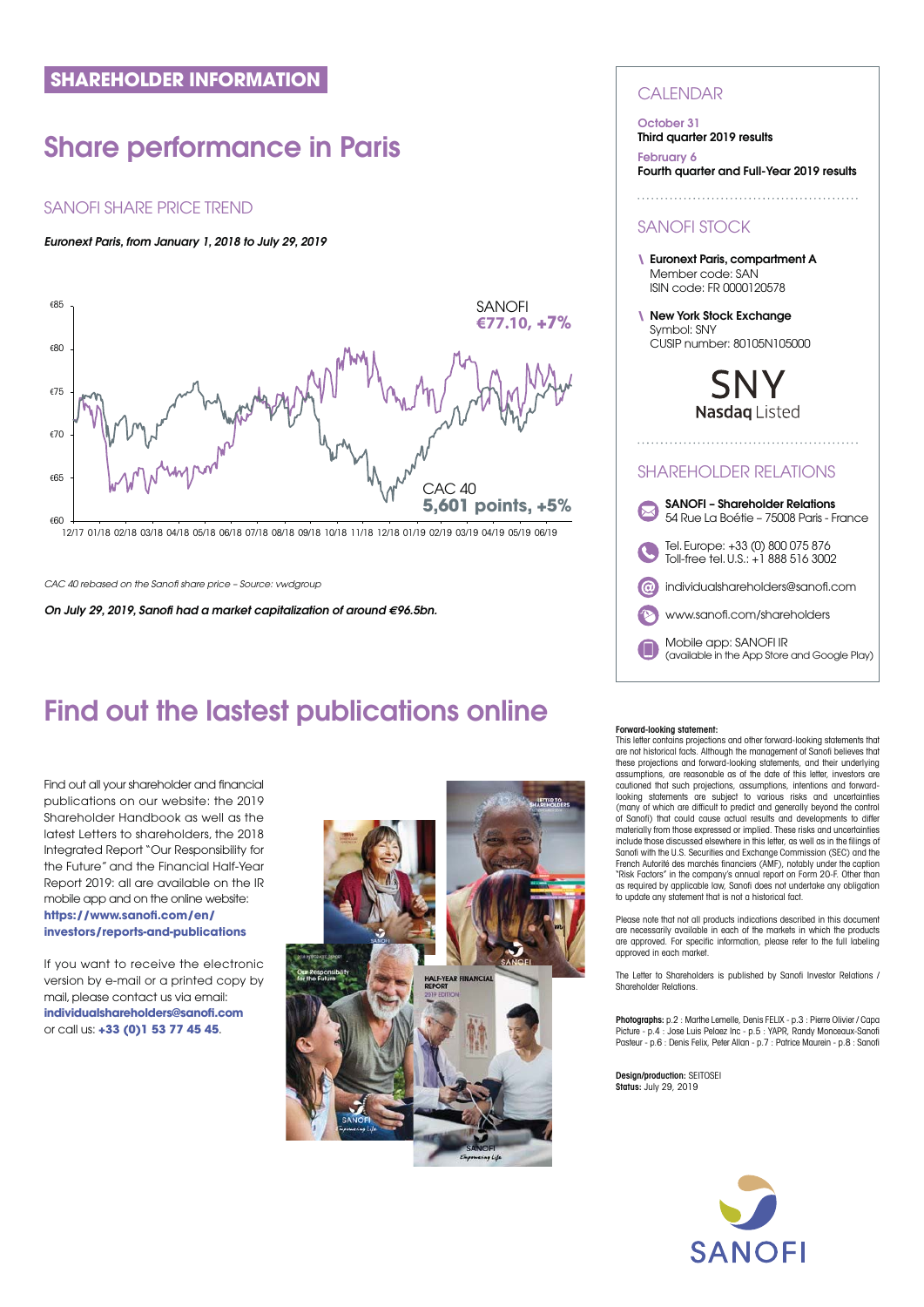## SHAREHOLDER INFORMATION

# Share performance in Paris

### SANOFI SHARE PRICE TREND

***Euronext Paris, from January 1, 2018 to July 29, 2019***

€85
€80
€75
€70
€65
€60

SANOFI
**€77.10, +7%**

CAC 40
**5,601 points, +5%**

12/17 01/18 02/18 03/18 04/18 05/18 06/18 07/18 08/18 09/18 10/18 11/18 12/18 01/19 02/19 03/19 04/19 05/19 06/19

*CAC 40 rebased on the Sanofi share price – Source: vwdgroup*

***On July 29, 2019, Sanofi had a market capitalization of around €96.5bn.***

## CALENDAR

**October 31**
**Third quarter 2019 results**

**February 6**
**Fourth quarter and Full-Year 2019 results**

## SANOFI STOCK

- **Euronext Paris, compartment A**
  Member code: SAN
  ISIN code: FR 0000120578

- **New York Stock Exchange**
  Symbol: SNY
  CUSIP number: 80105N105000

SNY
Nasdaq Listed

## SHAREHOLDER RELATIONS

**SANOFI – Shareholder Relations**
54 Rue La Boétie – 75008 Paris - France

Tel. Europe: +33 (0) 800 075 876
Toll-free tel. U.S.: +1 888 516 3002

individualshareholders@sanofi.com

www.sanofi.com/shareholders

Mobile app: SANOFI IR
(available in the App Store and Google Play)

# Find out the lastest publications online

Find out all your shareholder and financial publications on our website: the 2019 Shareholder Handbook as well as the latest Letters to shareholders, the 2018 Integrated Report "Our Responsibility for the Future" and the Financial Half-Year Report 2019: all are available on the IR mobile app and on the online website: **https://www.sanofi.com/en/investors/reports-and-publications**

If you want to receive the electronic version by e-mail or a printed copy by mail, please contact us via email: **individualshareholders@sanofi.com** or call us: **+33 (0)1 53 77 45 45**.

**Forward-looking statement:**
This letter contains projections and other forward-looking statements that are not historical facts. Although the management of Sanofi believes that these projections and forward-looking statements, and their underlying assumptions, are reasonable as of the date of this letter, investors are cautioned that such projections, assumptions, intentions and forward-looking statements are subject to various risks and uncertainties (many of which are difficult to predict and generally beyond the control of Sanofi) that could cause actual results and developments to differ materially from those expressed or implied. These risks and uncertainties include those discussed elsewhere in this letter, as well as in the filings of Sanofi with the U.S. Securities and Exchange Commission (SEC) and the French Autorité des marchés financiers (AMF), notably under the caption "Risk Factors" in the company's annual report on Form 20-F. Other than as required by applicable law, Sanofi does not undertake any obligation to update any statement that is not a historical fact.

Please note that not all products indications described in this document are necessarily available in each of the markets in which the products are approved. For specific information, please refer to the full labeling approved in each market.

The Letter to Shareholders is published by Sanofi Investor Relations / Shareholder Relations.

**Photographs:** p.2 : Marthe Lemelle, Denis FELIX - p.3 : Pierre Olivier / Capa Picture - p.4 : Jose Luis Pelaez Inc - p.5 : YAPR, Randy Monceaux-Sanofi Pasteur - p.6 : Denis Felix, Peter Allan - p.7 : Patrice Maurein - p.8 : Sanofi

**Design/production:** SEITOSEI
**Status:** July 29, 2019